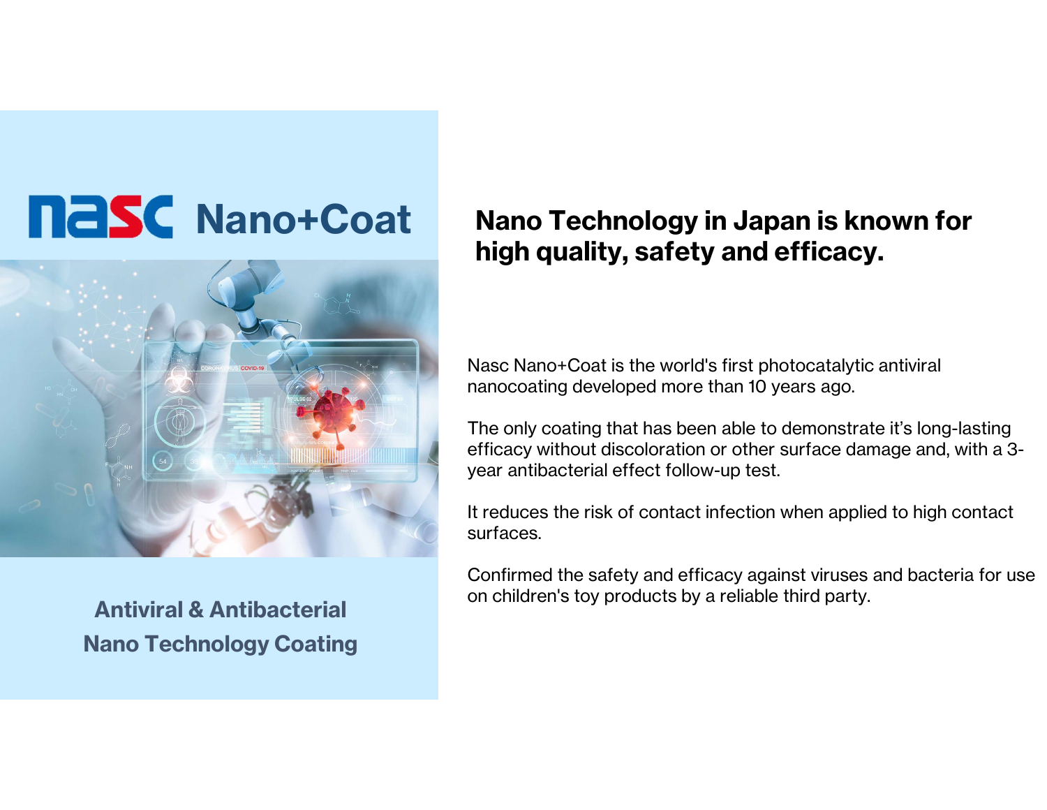# nasc Nano+Coat

**Antiviral & Antibacterial Nano Technology Coating**

## Nano Technology in Japan is known for high quality, safety and efficacy.

Nasc Nano+Coat is the world's first photocatalytic antiviral nanocoating developed more than 10 years ago.

The only coating that has been able to demonstrate it's long-lasting efficacy without discoloration or other surface damage and, with a 3-year antibacterial effect follow-up test.

It reduces the risk of contact infection when applied to high contact surfaces.

Confirmed the safety and efficacy against viruses and bacteria for use on children's toy products by a reliable third party.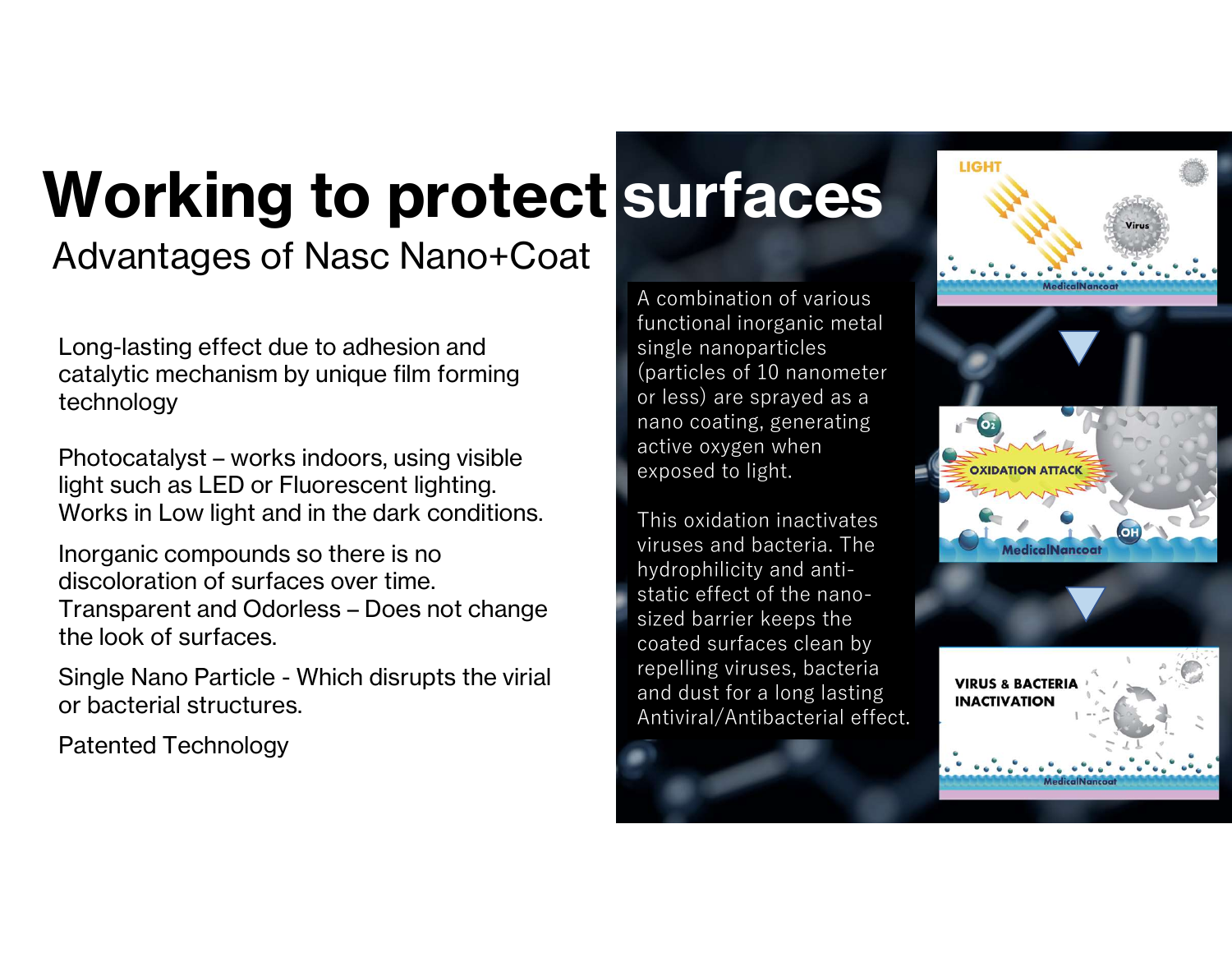# Working to protect surfaces

## Advantages of Nasc Nano+Coat

Long-lasting effect due to adhesion and catalytic mechanism by unique film forming technology

Photocatalyst – works indoors, using visible light such as LED or Fluorescent lighting. Works in Low light and in the dark conditions.

Inorganic compounds so there is no discoloration of surfaces over time. Transparent and Odorless – Does not change the look of surfaces.

Single Nano Particle - Which disrupts the virial or bacterial structures.

Patented Technology

A combination of various functional inorganic metal single nanoparticles (particles of 10 nanometer or less) are sprayed as a nano coating, generating active oxygen when exposed to light.

This oxidation inactivates viruses and bacteria. The hydrophilicity and anti-static effect of the nano-sized barrier keeps the coated surfaces clean by repelling viruses, bacteria and dust for a long lasting Antiviral/Antibacterial effect.

LIGHT

Virus

MedicalNancoat

$O_2$

OXIDATION ATTACK

.OH

MedicalNancoat

VIRUS & BACTERIA INACTIVATION

MedicalNancoat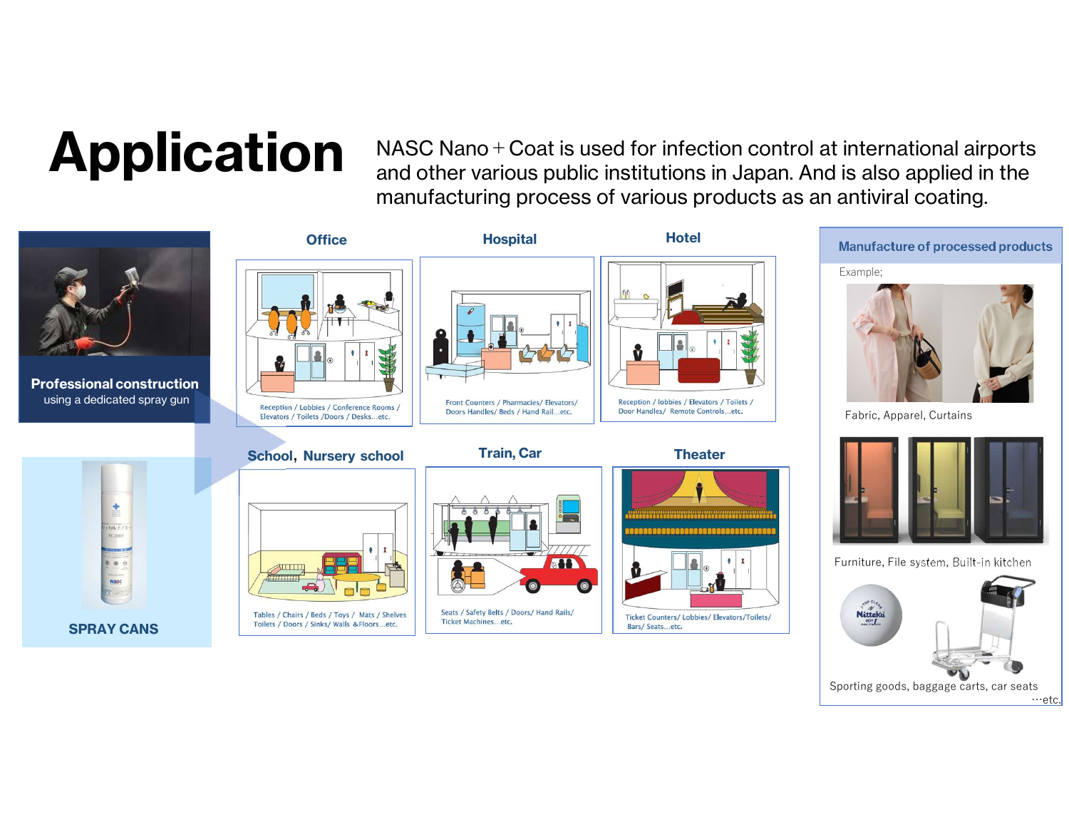# Application

NASC Nano＋Coat is used for infection control at international airports and other various public institutions in Japan. And is also applied in the manufacturing process of various products as an antiviral coating.

**Professional construction**
using a dedicated spray gun

**SPRAY CANS**

### Office

Reception / Lobbies / Conference Rooms / Elevators / Toilets /Doors / Desks...etc.

### Hospital

Front Counters / Pharmacies/ Elevators/ Doors Handles/ Beds / Hand Rail...etc.

### Hotel

Reception / lobbies / Elevators / Toilets / Door Handles/ Remote Controls...etc.

### School, Nursery school

Tables / Chairs / Beds / Toys / Mats / Shelves Toilets / Doors / Sinks/ Walls &Floors...etc.

### Train, Car

Seats / Safety Belts / Doors/ Hand Rails/ Ticket Machines...etc.

### Theater

Ticket Counters/ Lobbies/ Elevators/Toilets/ Bars/ Seats...etc.

### Manufacture of processed products

Example;

Fabric, Apparel, Curtains

Furniture, File system, Built-in kitchen

Sporting goods, baggage carts, car seats …etc.